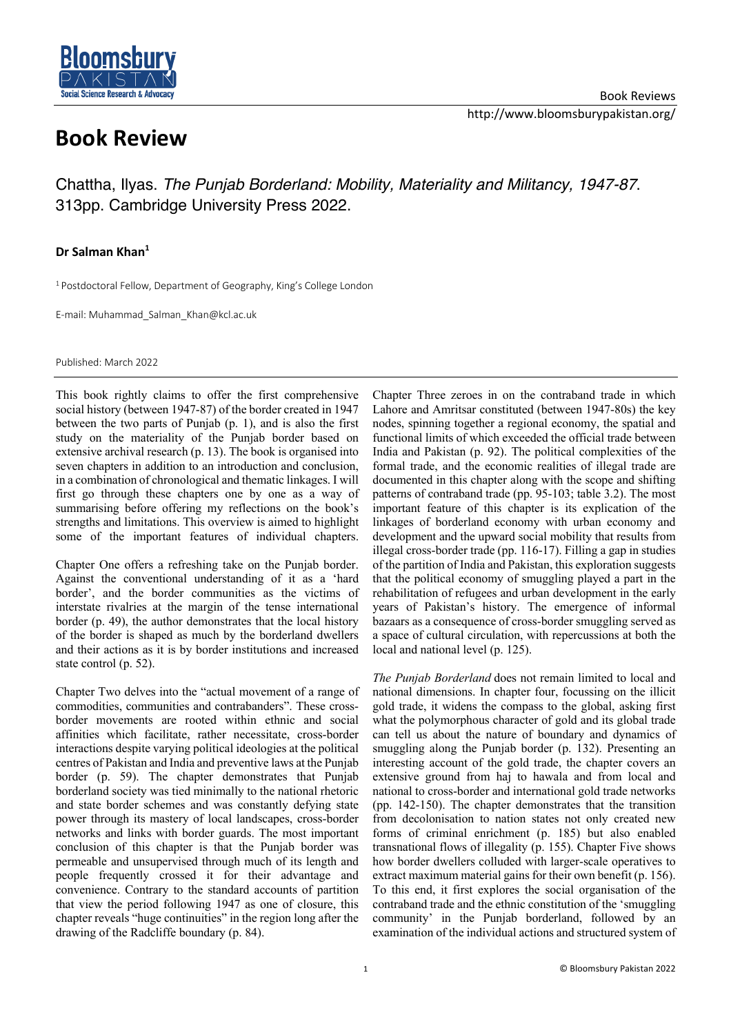# Book Review

Chattha, Ilyas. *The Punjab Borderland: Mobility, Materiality and Militancy, 1947-87*. 313pp. Cambridge University Press 2022.

**Dr Salman Khan**[1]

[1] Postdoctoral Fellow, Department of Geography, King's College London

E-mail: Muhammad_Salman_Khan@kcl.ac.uk

Published: March 2022

---

This book rightly claims to offer the first comprehensive social history (between 1947-87) of the border created in 1947 between the two parts of Punjab (p. 1), and is also the first study on the materiality of the Punjab border based on extensive archival research (p. 13). The book is organised into seven chapters in addition to an introduction and conclusion, in a combination of chronological and thematic linkages. I will first go through these chapters one by one as a way of summarising before offering my reflections on the book's strengths and limitations. This overview is aimed to highlight some of the important features of individual chapters.

Chapter One offers a refreshing take on the Punjab border. Against the conventional understanding of it as a 'hard border', and the border communities as the victims of interstate rivalries at the margin of the tense international border (p. 49), the author demonstrates that the local history of the border is shaped as much by the borderland dwellers and their actions as it is by border institutions and increased state control (p. 52).

Chapter Two delves into the "actual movement of a range of commodities, communities and contrabanders". These cross-border movements are rooted within ethnic and social affinities which facilitate, rather necessitate, cross-border interactions despite varying political ideologies at the political centres of Pakistan and India and preventive laws at the Punjab border (p. 59). The chapter demonstrates that Punjab borderland society was tied minimally to the national rhetoric and state border schemes and was constantly defying state power through its mastery of local landscapes, cross-border networks and links with border guards. The most important conclusion of this chapter is that the Punjab border was permeable and unsupervised through much of its length and people frequently crossed it for their advantage and convenience. Contrary to the standard accounts of partition that view the period following 1947 as one of closure, this chapter reveals "huge continuities" in the region long after the drawing of the Radcliffe boundary (p. 84).

Chapter Three zeroes in on the contraband trade in which Lahore and Amritsar constituted (between 1947-80s) the key nodes, spinning together a regional economy, the spatial and functional limits of which exceeded the official trade between India and Pakistan (p. 92). The political complexities of the formal trade, and the economic realities of illegal trade are documented in this chapter along with the scope and shifting patterns of contraband trade (pp. 95-103; table 3.2). The most important feature of this chapter is its explication of the linkages of borderland economy with urban economy and development and the upward social mobility that results from illegal cross-border trade (pp. 116-17). Filling a gap in studies of the partition of India and Pakistan, this exploration suggests that the political economy of smuggling played a part in the rehabilitation of refugees and urban development in the early years of Pakistan's history. The emergence of informal bazaars as a consequence of cross-border smuggling served as a space of cultural circulation, with repercussions at both the local and national level (p. 125).

*The Punjab Borderland* does not remain limited to local and national dimensions. In chapter four, focussing on the illicit gold trade, it widens the compass to the global, asking first what the polymorphous character of gold and its global trade can tell us about the nature of boundary and dynamics of smuggling along the Punjab border (p. 132). Presenting an interesting account of the gold trade, the chapter covers an extensive ground from haj to hawala and from local and national to cross-border and international gold trade networks (pp. 142-150). The chapter demonstrates that the transition from decolonisation to nation states not only created new forms of criminal enrichment (p. 185) but also enabled transnational flows of illegality (p. 155). Chapter Five shows how border dwellers colluded with larger-scale operatives to extract maximum material gains for their own benefit (p. 156). To this end, it first explores the social organisation of the contraband trade and the ethnic constitution of the 'smuggling community' in the Punjab borderland, followed by an examination of the individual actions and structured system of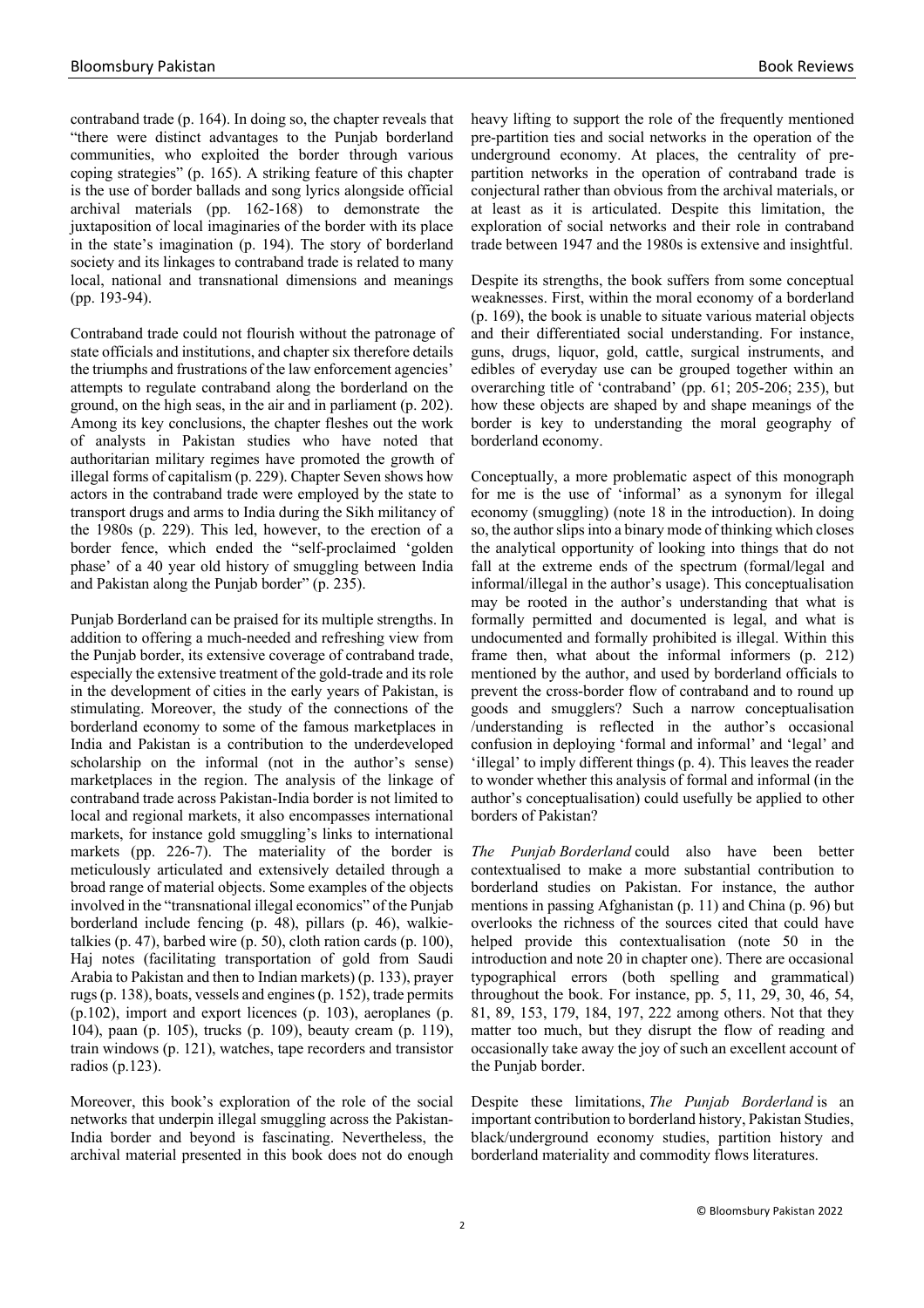contraband trade (p. 164). In doing so, the chapter reveals that "there were distinct advantages to the Punjab borderland communities, who exploited the border through various coping strategies" (p. 165). A striking feature of this chapter is the use of border ballads and song lyrics alongside official archival materials (pp. 162-168) to demonstrate the juxtaposition of local imaginaries of the border with its place in the state's imagination (p. 194). The story of borderland society and its linkages to contraband trade is related to many local, national and transnational dimensions and meanings (pp. 193-94).

Contraband trade could not flourish without the patronage of state officials and institutions, and chapter six therefore details the triumphs and frustrations of the law enforcement agencies' attempts to regulate contraband along the borderland on the ground, on the high seas, in the air and in parliament (p. 202). Among its key conclusions, the chapter fleshes out the work of analysts in Pakistan studies who have noted that authoritarian military regimes have promoted the growth of illegal forms of capitalism (p. 229). Chapter Seven shows how actors in the contraband trade were employed by the state to transport drugs and arms to India during the Sikh militancy of the 1980s (p. 229). This led, however, to the erection of a border fence, which ended the "self-proclaimed 'golden phase' of a 40 year old history of smuggling between India and Pakistan along the Punjab border" (p. 235).

Punjab Borderland can be praised for its multiple strengths. In addition to offering a much-needed and refreshing view from the Punjab border, its extensive coverage of contraband trade, especially the extensive treatment of the gold-trade and its role in the development of cities in the early years of Pakistan, is stimulating. Moreover, the study of the connections of the borderland economy to some of the famous marketplaces in India and Pakistan is a contribution to the underdeveloped scholarship on the informal (not in the author's sense) marketplaces in the region. The analysis of the linkage of contraband trade across Pakistan-India border is not limited to local and regional markets, it also encompasses international markets, for instance gold smuggling's links to international markets (pp. 226-7). The materiality of the border is meticulously articulated and extensively detailed through a broad range of material objects. Some examples of the objects involved in the "transnational illegal economics" of the Punjab borderland include fencing (p. 48), pillars (p. 46), walkie-talkies (p. 47), barbed wire (p. 50), cloth ration cards (p. 100), Haj notes (facilitating transportation of gold from Saudi Arabia to Pakistan and then to Indian markets) (p. 133), prayer rugs (p. 138), boats, vessels and engines (p. 152), trade permits (p.102), import and export licences (p. 103), aeroplanes (p. 104), paan (p. 105), trucks (p. 109), beauty cream (p. 119), train windows (p. 121), watches, tape recorders and transistor radios (p.123).

Moreover, this book's exploration of the role of the social networks that underpin illegal smuggling across the Pakistan-India border and beyond is fascinating. Nevertheless, the archival material presented in this book does not do enough heavy lifting to support the role of the frequently mentioned pre-partition ties and social networks in the operation of the underground economy. At places, the centrality of pre-partition networks in the operation of contraband trade is conjectural rather than obvious from the archival materials, or at least as it is articulated. Despite this limitation, the exploration of social networks and their role in contraband trade between 1947 and the 1980s is extensive and insightful.

Despite its strengths, the book suffers from some conceptual weaknesses. First, within the moral economy of a borderland (p. 169), the book is unable to situate various material objects and their differentiated social understanding. For instance, guns, drugs, liquor, gold, cattle, surgical instruments, and edibles of everyday use can be grouped together within an overarching title of 'contraband' (pp. 61; 205-206; 235), but how these objects are shaped by and shape meanings of the border is key to understanding the moral geography of borderland economy.

Conceptually, a more problematic aspect of this monograph for me is the use of 'informal' as a synonym for illegal economy (smuggling) (note 18 in the introduction). In doing so, the author slips into a binary mode of thinking which closes the analytical opportunity of looking into things that do not fall at the extreme ends of the spectrum (formal/legal and informal/illegal in the author's usage). This conceptualisation may be rooted in the author's understanding that what is formally permitted and documented is legal, and what is undocumented and formally prohibited is illegal. Within this frame then, what about the informal informers (p. 212) mentioned by the author, and used by borderland officials to prevent the cross-border flow of contraband and to round up goods and smugglers? Such a narrow conceptualisation /understanding is reflected in the author's occasional confusion in deploying 'formal and informal' and 'legal' and 'illegal' to imply different things (p. 4). This leaves the reader to wonder whether this analysis of formal and informal (in the author's conceptualisation) could usefully be applied to other borders of Pakistan?

*The Punjab Borderland* could also have been better contextualised to make a more substantial contribution to borderland studies on Pakistan. For instance, the author mentions in passing Afghanistan (p. 11) and China (p. 96) but overlooks the richness of the sources cited that could have helped provide this contextualisation (note 50 in the introduction and note 20 in chapter one). There are occasional typographical errors (both spelling and grammatical) throughout the book. For instance, pp. 5, 11, 29, 30, 46, 54, 81, 89, 153, 179, 184, 197, 222 among others. Not that they matter too much, but they disrupt the flow of reading and occasionally take away the joy of such an excellent account of the Punjab border.

Despite these limitations, *The Punjab Borderland* is an important contribution to borderland history, Pakistan Studies, black/underground economy studies, partition history and borderland materiality and commodity flows literatures.

© Bloomsbury Pakistan 2022